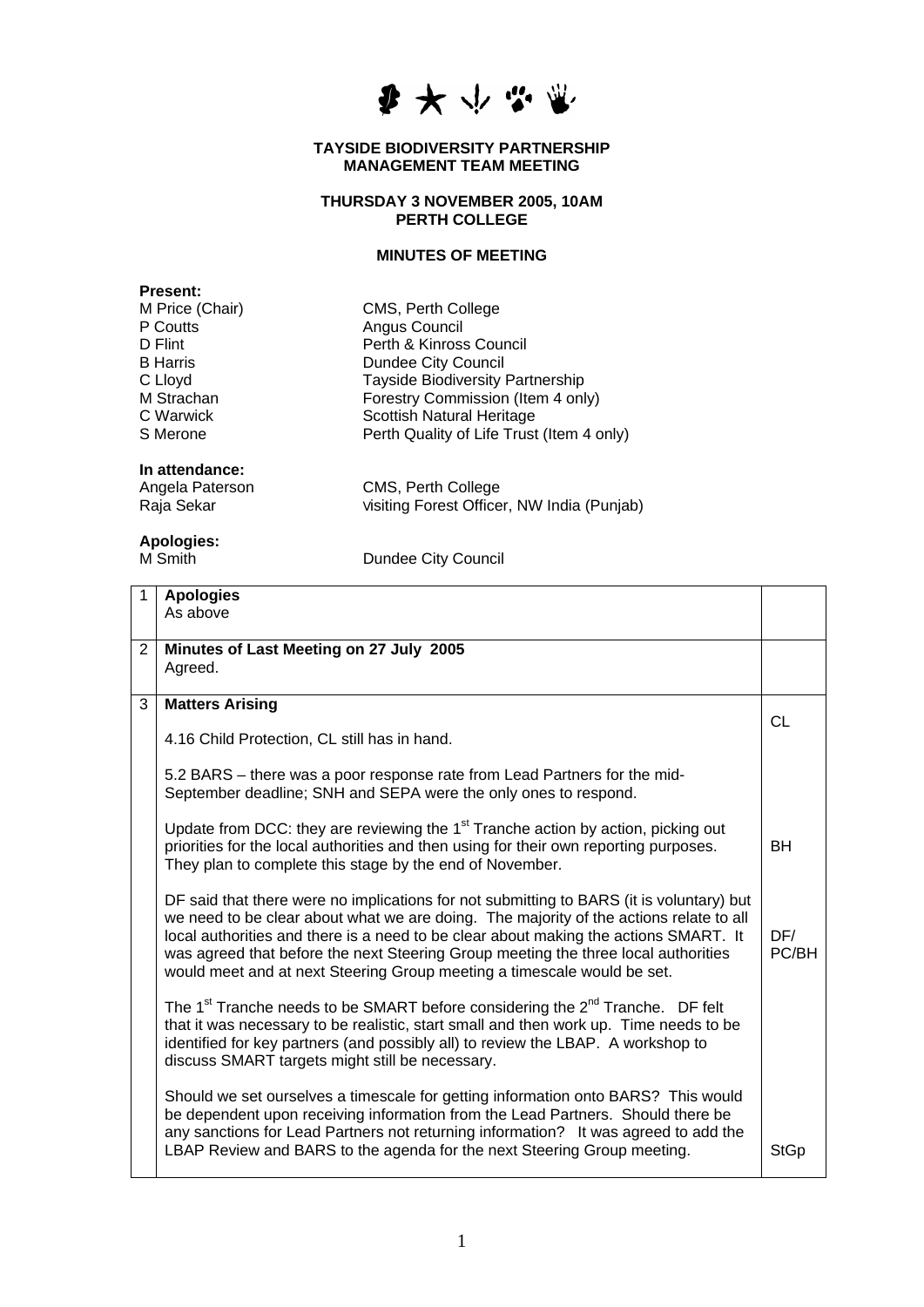**TAYSIDE BIODIVERSITY PARTNERSHIP**
**MANAGEMENT TEAM MEETING**

**THURSDAY 3 NOVEMBER 2005, 10AM**
**PERTH COLLEGE**

**MINUTES OF MEETING**

**Present:**

| | |
|---|---|
| M Price (Chair) | CMS, Perth College |
| P Coutts | Angus Council |
| D Flint | Perth & Kinross Council |
| B Harris | Dundee City Council |
| C Lloyd | Tayside Biodiversity Partnership |
| M Strachan | Forestry Commission (Item 4 only) |
| C Warwick | Scottish Natural Heritage |
| S Merone | Perth Quality of Life Trust (Item 4 only) |

**In attendance:**

| | |
|---|---|
| Angela Paterson | CMS, Perth College |
| Raja Sekar | visiting Forest Officer, NW India (Punjab) |

**Apologies:**

| | |
|---|---|
| M Smith | Dundee City Council |

| | | |
|---|---|---|
| 1 | **Apologies**<br>As above | |
| 2 | **Minutes of Last Meeting on 27 July 2005**<br>Agreed. | |
| 3 | **Matters Arising**<br><br>4.16 Child Protection, CL still has in hand.<br><br>5.2 BARS – there was a poor response rate from Lead Partners for the mid-September deadline; SNH and SEPA were the only ones to respond.<br><br>Update from DCC: they are reviewing the 1st Tranche action by action, picking out priorities for the local authorities and then using for their own reporting purposes. They plan to complete this stage by the end of November.<br><br>DF said that there were no implications for not submitting to BARS (it is voluntary) but we need to be clear about what we are doing. The majority of the actions relate to all local authorities and there is a need to be clear about making the actions SMART. It was agreed that before the next Steering Group meeting the three local authorities would meet and at next Steering Group meeting a timescale would be set.<br><br>The 1st Tranche needs to be SMART before considering the 2nd Tranche. DF felt that it was necessary to be realistic, start small and then work up. Time needs to be identified for key partners (and possibly all) to review the LBAP. A workshop to discuss SMART targets might still be necessary.<br><br>Should we set ourselves a timescale for getting information onto BARS? This would be dependent upon receiving information from the Lead Partners. Should there be any sanctions for Lead Partners not returning information? It was agreed to add the LBAP Review and BARS to the agenda for the next Steering Group meeting. | CL<br><br>BH<br><br>DF/ PC/BH<br><br>StGp |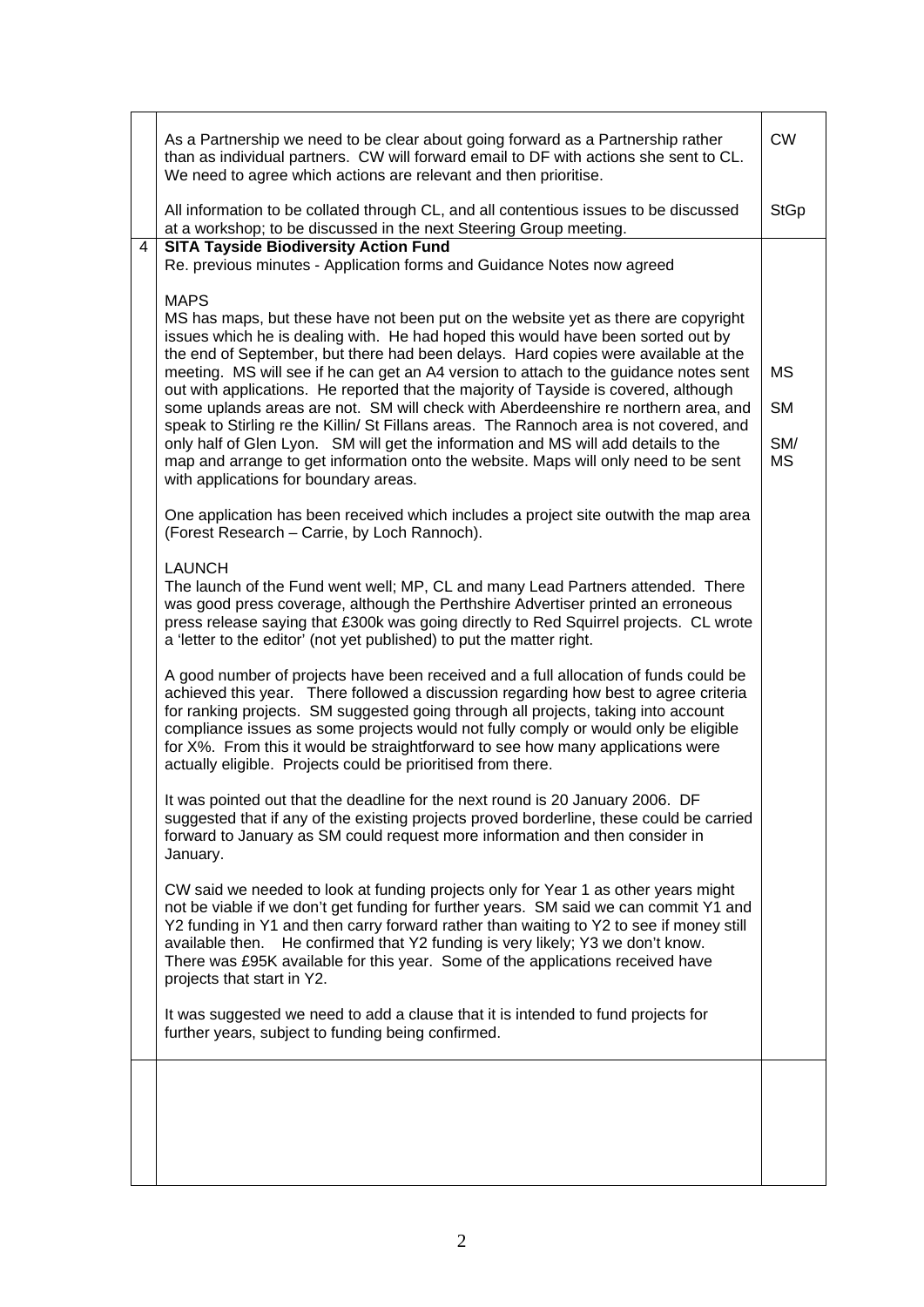| | | |
|---|---|---|
| | As a Partnership we need to be clear about going forward as a Partnership rather than as individual partners. CW will forward email to DF with actions she sent to CL. We need to agree which actions are relevant and then prioritise. | CW |
| | All information to be collated through CL, and all contentious issues to be discussed at a workshop; to be discussed in the next Steering Group meeting. | StGp |
| 4 | **SITA Tayside Biodiversity Action Fund**<br>Re. previous minutes - Application forms and Guidance Notes now agreed | |
| | MAPS<br>MS has maps, but these have not been put on the website yet as there are copyright issues which he is dealing with. He had hoped this would have been sorted out by the end of September, but there had been delays. Hard copies were available at the meeting. MS will see if he can get an A4 version to attach to the guidance notes sent out with applications. He reported that the majority of Tayside is covered, although some uplands areas are not. SM will check with Aberdeenshire re northern area, and speak to Stirling re the Killin/ St Fillans areas. The Rannoch area is not covered, and only half of Glen Lyon. SM will get the information and MS will add details to the map and arrange to get information onto the website. Maps will only need to be sent with applications for boundary areas. | MS<br>SM<br>SM/ MS |
| | One application has been received which includes a project site outwith the map area (Forest Research – Carrie, by Loch Rannoch). | |
| | LAUNCH<br>The launch of the Fund went well; MP, CL and many Lead Partners attended. There was good press coverage, although the Perthshire Advertiser printed an erroneous press release saying that £300k was going directly to Red Squirrel projects. CL wrote a 'letter to the editor' (not yet published) to put the matter right. | |
| | A good number of projects have been received and a full allocation of funds could be achieved this year. There followed a discussion regarding how best to agree criteria for ranking projects. SM suggested going through all projects, taking into account compliance issues as some projects would not fully comply or would only be eligible for X%. From this it would be straightforward to see how many applications were actually eligible. Projects could be prioritised from there. | |
| | It was pointed out that the deadline for the next round is 20 January 2006. DF suggested that if any of the existing projects proved borderline, these could be carried forward to January as SM could request more information and then consider in January. | |
| | CW said we needed to look at funding projects only for Year 1 as other years might not be viable if we don't get funding for further years. SM said we can commit Y1 and Y2 funding in Y1 and then carry forward rather than waiting to Y2 to see if money still available then. He confirmed that Y2 funding is very likely; Y3 we don't know. There was £95K available for this year. Some of the applications received have projects that start in Y2. | |
| | It was suggested we need to add a clause that it is intended to fund projects for further years, subject to funding being confirmed. | |
| | | |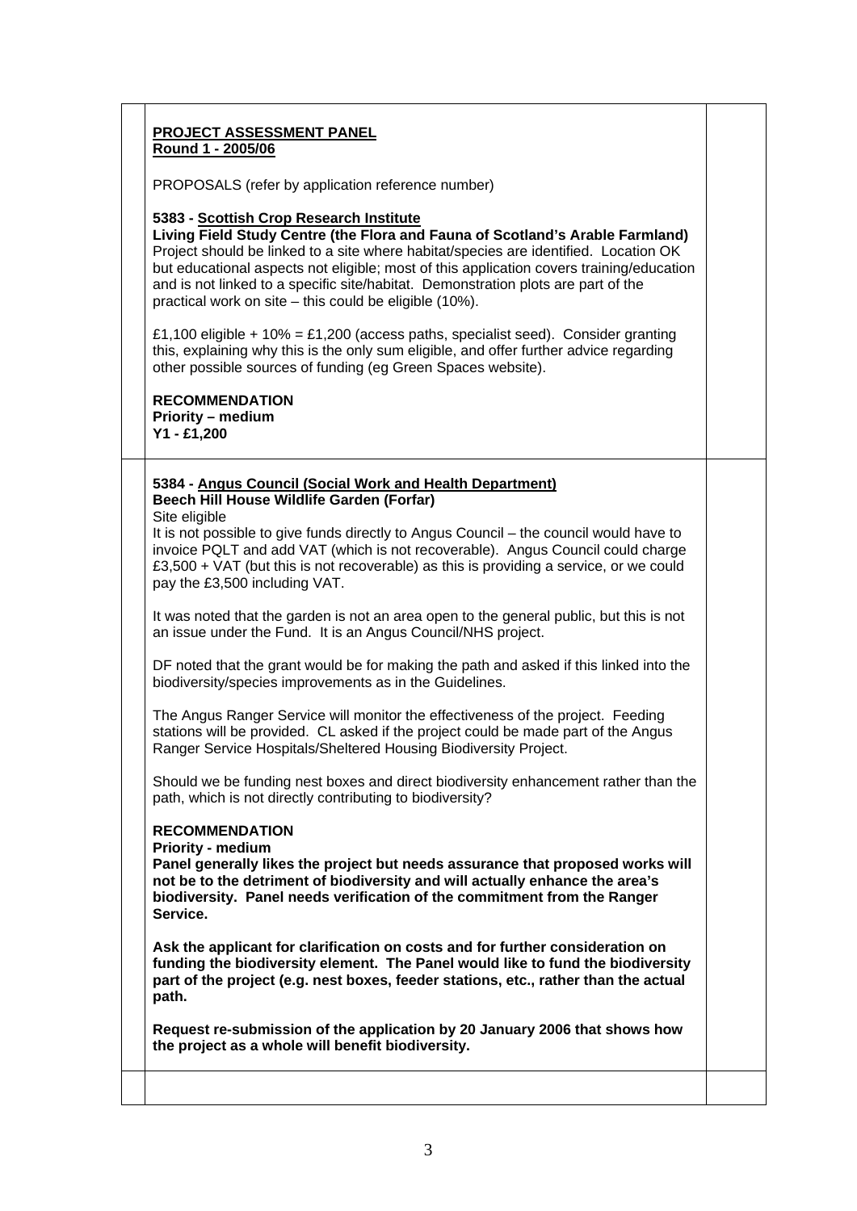**PROJECT ASSESSMENT PANEL**
**Round 1 - 2005/06**

PROPOSALS (refer by application reference number)

**5383 - Scottish Crop Research Institute**
**Living Field Study Centre (the Flora and Fauna of Scotland's Arable Farmland)**
Project should be linked to a site where habitat/species are identified. Location OK but educational aspects not eligible; most of this application covers training/education and is not linked to a specific site/habitat. Demonstration plots are part of the practical work on site – this could be eligible (10%).

£1,100 eligible + 10% = £1,200 (access paths, specialist seed). Consider granting this, explaining why this is the only sum eligible, and offer further advice regarding other possible sources of funding (eg Green Spaces website).

**RECOMMENDATION**
**Priority – medium**
**Y1 - £1,200**

**5384 - Angus Council (Social Work and Health Department)**
**Beech Hill House Wildlife Garden (Forfar)**
Site eligible
It is not possible to give funds directly to Angus Council – the council would have to invoice PQLT and add VAT (which is not recoverable). Angus Council could charge £3,500 + VAT (but this is not recoverable) as this is providing a service, or we could pay the £3,500 including VAT.

It was noted that the garden is not an area open to the general public, but this is not an issue under the Fund. It is an Angus Council/NHS project.

DF noted that the grant would be for making the path and asked if this linked into the biodiversity/species improvements as in the Guidelines.

The Angus Ranger Service will monitor the effectiveness of the project. Feeding stations will be provided. CL asked if the project could be made part of the Angus Ranger Service Hospitals/Sheltered Housing Biodiversity Project.

Should we be funding nest boxes and direct biodiversity enhancement rather than the path, which is not directly contributing to biodiversity?

**RECOMMENDATION**
**Priority - medium**
**Panel generally likes the project but needs assurance that proposed works will not be to the detriment of biodiversity and will actually enhance the area's biodiversity. Panel needs verification of the commitment from the Ranger Service.**

**Ask the applicant for clarification on costs and for further consideration on funding the biodiversity element. The Panel would like to fund the biodiversity part of the project (e.g. nest boxes, feeder stations, etc., rather than the actual path.**

**Request re-submission of the application by 20 January 2006 that shows how the project as a whole will benefit biodiversity.**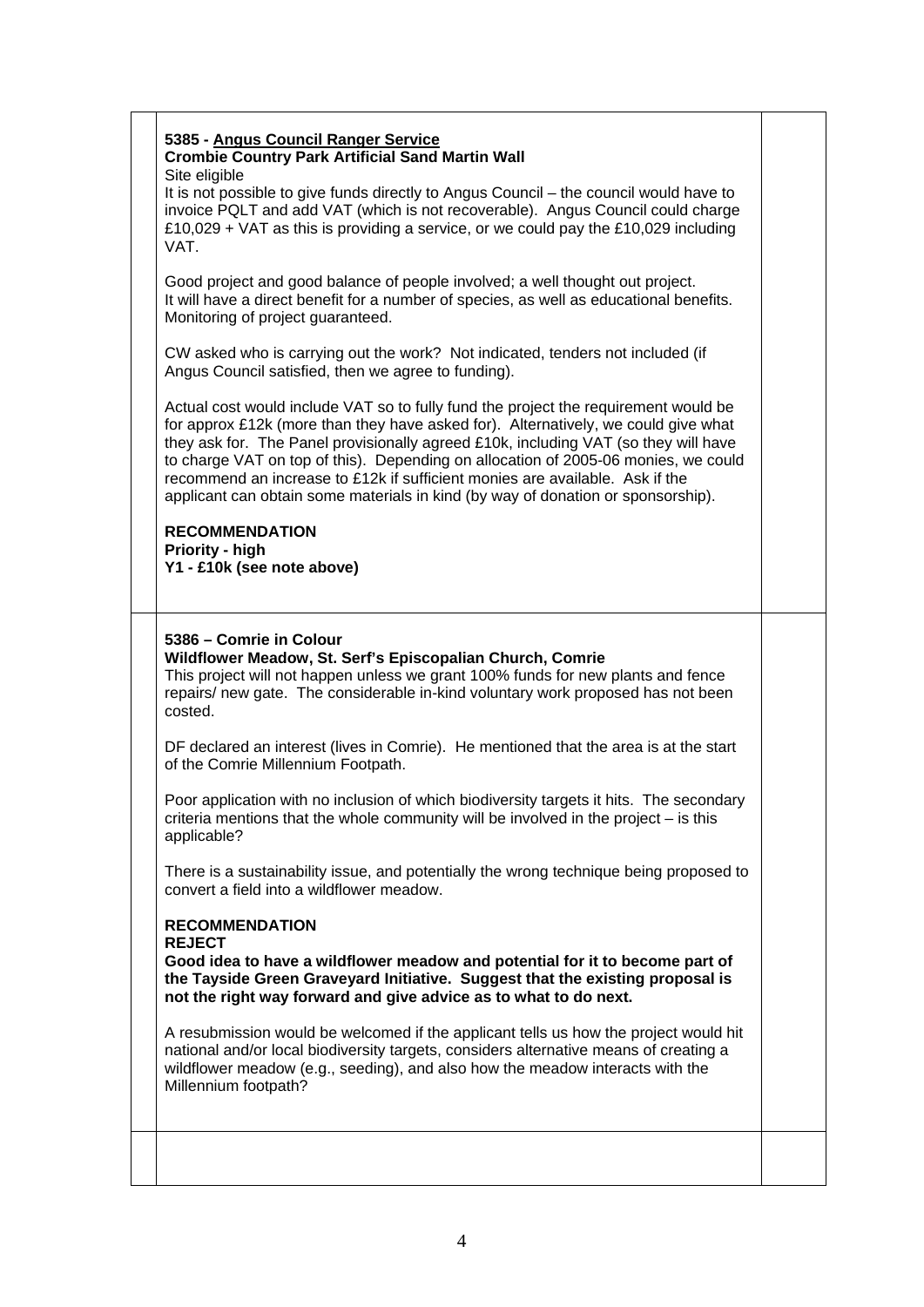**5385 - Angus Council Ranger Service**
**Crombie Country Park Artificial Sand Martin Wall**
Site eligible
It is not possible to give funds directly to Angus Council – the council would have to invoice PQLT and add VAT (which is not recoverable). Angus Council could charge £10,029 + VAT as this is providing a service, or we could pay the £10,029 including VAT.

Good project and good balance of people involved; a well thought out project. It will have a direct benefit for a number of species, as well as educational benefits. Monitoring of project guaranteed.

CW asked who is carrying out the work? Not indicated, tenders not included (if Angus Council satisfied, then we agree to funding).

Actual cost would include VAT so to fully fund the project the requirement would be for approx £12k (more than they have asked for). Alternatively, we could give what they ask for. The Panel provisionally agreed £10k, including VAT (so they will have to charge VAT on top of this). Depending on allocation of 2005-06 monies, we could recommend an increase to £12k if sufficient monies are available. Ask if the applicant can obtain some materials in kind (by way of donation or sponsorship).

**RECOMMENDATION**
**Priority - high**
**Y1 - £10k (see note above)**

**5386 – Comrie in Colour**
**Wildflower Meadow, St. Serf's Episcopalian Church, Comrie**
This project will not happen unless we grant 100% funds for new plants and fence repairs/ new gate. The considerable in-kind voluntary work proposed has not been costed.

DF declared an interest (lives in Comrie). He mentioned that the area is at the start of the Comrie Millennium Footpath.

Poor application with no inclusion of which biodiversity targets it hits. The secondary criteria mentions that the whole community will be involved in the project – is this applicable?

There is a sustainability issue, and potentially the wrong technique being proposed to convert a field into a wildflower meadow.

**RECOMMENDATION**
**REJECT**
**Good idea to have a wildflower meadow and potential for it to become part of the Tayside Green Graveyard Initiative. Suggest that the existing proposal is not the right way forward and give advice as to what to do next.**

A resubmission would be welcomed if the applicant tells us how the project would hit national and/or local biodiversity targets, considers alternative means of creating a wildflower meadow (e.g., seeding), and also how the meadow interacts with the Millennium footpath?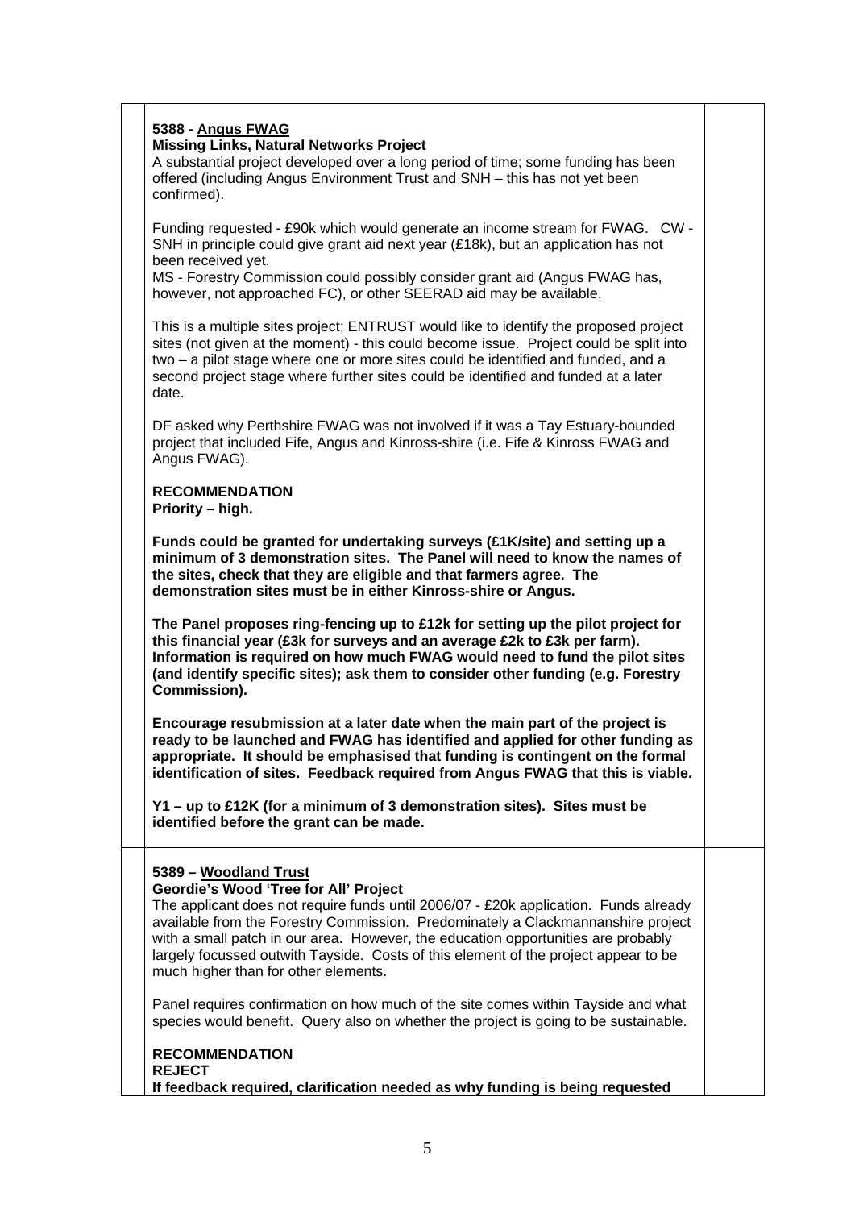**5388 - Angus FWAG**
**Missing Links, Natural Networks Project**
A substantial project developed over a long period of time; some funding has been offered (including Angus Environment Trust and SNH – this has not yet been confirmed).

Funding requested - £90k which would generate an income stream for FWAG. CW - SNH in principle could give grant aid next year (£18k), but an application has not been received yet.
MS - Forestry Commission could possibly consider grant aid (Angus FWAG has, however, not approached FC), or other SEERAD aid may be available.

This is a multiple sites project; ENTRUST would like to identify the proposed project sites (not given at the moment) - this could become issue. Project could be split into two – a pilot stage where one or more sites could be identified and funded, and a second project stage where further sites could be identified and funded at a later date.

DF asked why Perthshire FWAG was not involved if it was a Tay Estuary-bounded project that included Fife, Angus and Kinross-shire (i.e. Fife & Kinross FWAG and Angus FWAG).

**RECOMMENDATION**
**Priority – high.**

**Funds could be granted for undertaking surveys (£1K/site) and setting up a minimum of 3 demonstration sites. The Panel will need to know the names of the sites, check that they are eligible and that farmers agree. The demonstration sites must be in either Kinross-shire or Angus.**

**The Panel proposes ring-fencing up to £12k for setting up the pilot project for this financial year (£3k for surveys and an average £2k to £3k per farm). Information is required on how much FWAG would need to fund the pilot sites (and identify specific sites); ask them to consider other funding (e.g. Forestry Commission).**

**Encourage resubmission at a later date when the main part of the project is ready to be launched and FWAG has identified and applied for other funding as appropriate. It should be emphasised that funding is contingent on the formal identification of sites. Feedback required from Angus FWAG that this is viable.**

**Y1 – up to £12K (for a minimum of 3 demonstration sites). Sites must be identified before the grant can be made.**

---

**5389 – Woodland Trust**
**Geordie's Wood 'Tree for All' Project**
The applicant does not require funds until 2006/07 - £20k application. Funds already available from the Forestry Commission. Predominately a Clackmannanshire project with a small patch in our area. However, the education opportunities are probably largely focussed outwith Tayside. Costs of this element of the project appear to be much higher than for other elements.

Panel requires confirmation on how much of the site comes within Tayside and what species would benefit. Query also on whether the project is going to be sustainable.

**RECOMMENDATION**
**REJECT**
**If feedback required, clarification needed as why funding is being requested**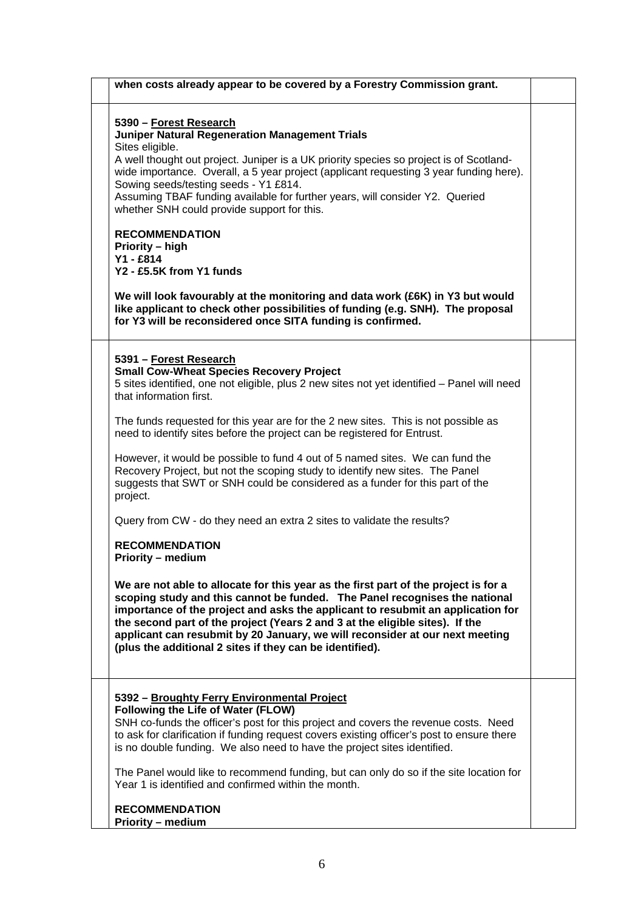**when costs already appear to be covered by a Forestry Commission grant.**

**5390 – Forest Research**
**Juniper Natural Regeneration Management Trials**
Sites eligible.
A well thought out project. Juniper is a UK priority species so project is of Scotland-wide importance. Overall, a 5 year project (applicant requesting 3 year funding here). Sowing seeds/testing seeds - Y1 £814.
Assuming TBAF funding available for further years, will consider Y2. Queried whether SNH could provide support for this.

**RECOMMENDATION**
**Priority – high**
**Y1 - £814**
**Y2 - £5.5K from Y1 funds**

**We will look favourably at the monitoring and data work (£6K) in Y3 but would like applicant to check other possibilities of funding (e.g. SNH). The proposal for Y3 will be reconsidered once SITA funding is confirmed.**

**5391 – Forest Research**
**Small Cow-Wheat Species Recovery Project**
5 sites identified, one not eligible, plus 2 new sites not yet identified – Panel will need that information first.

The funds requested for this year are for the 2 new sites. This is not possible as need to identify sites before the project can be registered for Entrust.

However, it would be possible to fund 4 out of 5 named sites. We can fund the Recovery Project, but not the scoping study to identify new sites. The Panel suggests that SWT or SNH could be considered as a funder for this part of the project.

Query from CW - do they need an extra 2 sites to validate the results?

**RECOMMENDATION**
**Priority – medium**

**We are not able to allocate for this year as the first part of the project is for a scoping study and this cannot be funded. The Panel recognises the national importance of the project and asks the applicant to resubmit an application for the second part of the project (Years 2 and 3 at the eligible sites). If the applicant can resubmit by 20 January, we will reconsider at our next meeting (plus the additional 2 sites if they can be identified).**

**5392 – Broughty Ferry Environmental Project**
**Following the Life of Water (FLOW)**
SNH co-funds the officer's post for this project and covers the revenue costs. Need to ask for clarification if funding request covers existing officer's post to ensure there is no double funding. We also need to have the project sites identified.

The Panel would like to recommend funding, but can only do so if the site location for Year 1 is identified and confirmed within the month.

**RECOMMENDATION**
**Priority – medium**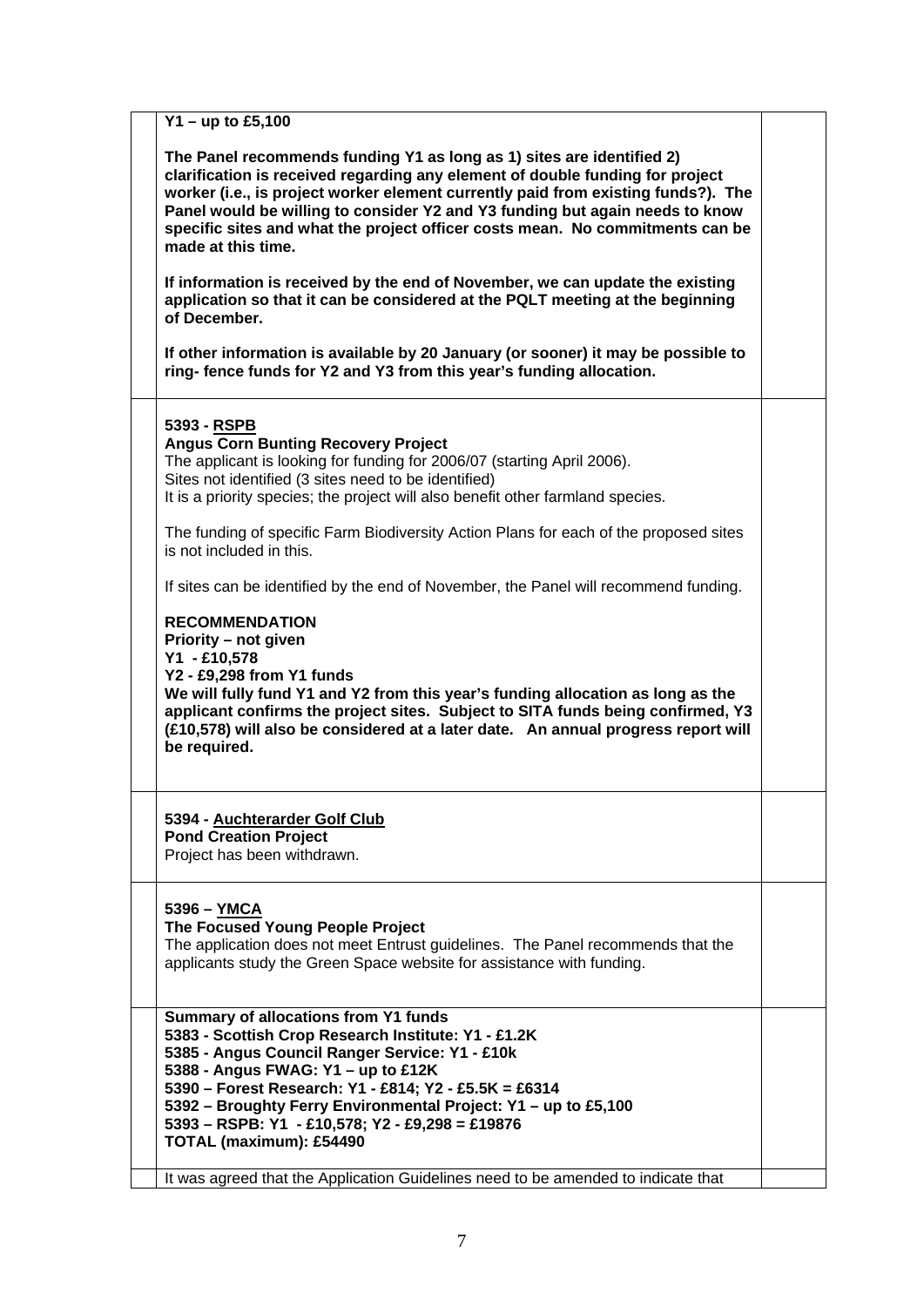**Y1 – up to £5,100**

**The Panel recommends funding Y1 as long as 1) sites are identified 2) clarification is received regarding any element of double funding for project worker (i.e., is project worker element currently paid from existing funds?). The Panel would be willing to consider Y2 and Y3 funding but again needs to know specific sites and what the project officer costs mean. No commitments can be made at this time.**

**If information is received by the end of November, we can update the existing application so that it can be considered at the PQLT meeting at the beginning of December.**

**If other information is available by 20 January (or sooner) it may be possible to ring- fence funds for Y2 and Y3 from this year's funding allocation.**

**5393 - RSPB**
**Angus Corn Bunting Recovery Project**
The applicant is looking for funding for 2006/07 (starting April 2006).
Sites not identified (3 sites need to be identified)
It is a priority species; the project will also benefit other farmland species.

The funding of specific Farm Biodiversity Action Plans for each of the proposed sites is not included in this.

If sites can be identified by the end of November, the Panel will recommend funding.

**RECOMMENDATION**
**Priority – not given**
**Y1 - £10,578**
**Y2 - £9,298 from Y1 funds**
**We will fully fund Y1 and Y2 from this year's funding allocation as long as the applicant confirms the project sites. Subject to SITA funds being confirmed, Y3 (£10,578) will also be considered at a later date. An annual progress report will be required.**

**5394 - Auchterarder Golf Club**
**Pond Creation Project**
Project has been withdrawn.

**5396 – YMCA**
**The Focused Young People Project**
The application does not meet Entrust guidelines. The Panel recommends that the applicants study the Green Space website for assistance with funding.

**Summary of allocations from Y1 funds**
**5383 - Scottish Crop Research Institute: Y1 - £1.2K**
**5385 - Angus Council Ranger Service: Y1 - £10k**
**5388 - Angus FWAG: Y1 – up to £12K**
**5390 – Forest Research: Y1 - £814; Y2 - £5.5K = £6314**
**5392 – Broughty Ferry Environmental Project: Y1 – up to £5,100**
**5393 – RSPB: Y1 - £10,578; Y2 - £9,298 = £19876**
**TOTAL (maximum): £54490**

It was agreed that the Application Guidelines need to be amended to indicate that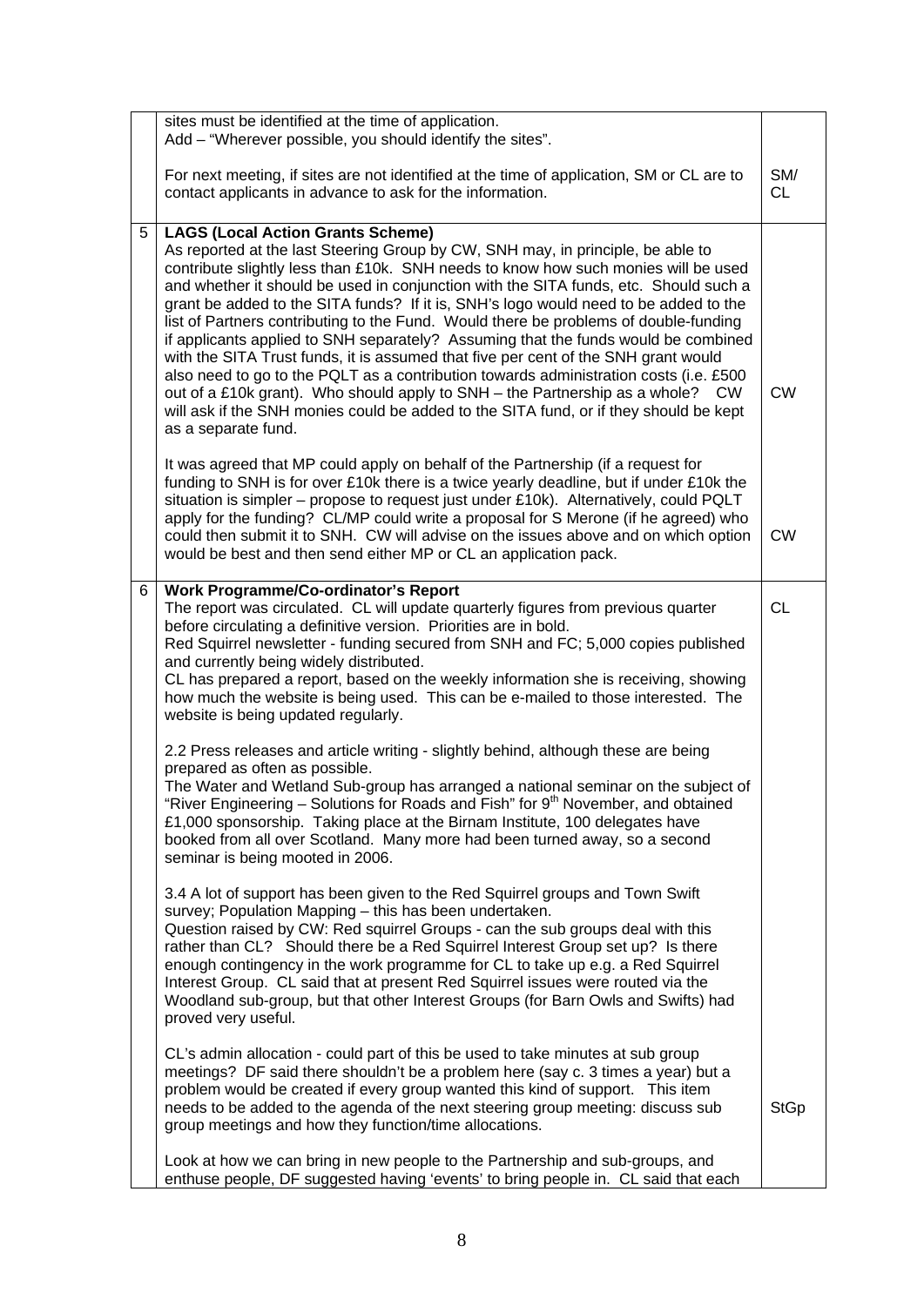| | | |
|---|---|---|
| | sites must be identified at the time of application.<br>Add – "Wherever possible, you should identify the sites".<br><br>For next meeting, if sites are not identified at the time of application, SM or CL are to contact applicants in advance to ask for the information. | SM/ CL |
| 5 | **LAGS (Local Action Grants Scheme)**<br>As reported at the last Steering Group by CW, SNH may, in principle, be able to contribute slightly less than £10k. SNH needs to know how such monies will be used and whether it should be used in conjunction with the SITA funds, etc. Should such a grant be added to the SITA funds? If it is, SNH's logo would need to be added to the list of Partners contributing to the Fund. Would there be problems of double-funding if applicants applied to SNH separately? Assuming that the funds would be combined with the SITA Trust funds, it is assumed that five per cent of the SNH grant would also need to go to the PQLT as a contribution towards administration costs (i.e. £500 out of a £10k grant). Who should apply to SNH – the Partnership as a whole? CW will ask if the SNH monies could be added to the SITA fund, or if they should be kept as a separate fund.<br><br>It was agreed that MP could apply on behalf of the Partnership (if a request for funding to SNH is for over £10k there is a twice yearly deadline, but if under £10k the situation is simpler – propose to request just under £10k). Alternatively, could PQLT apply for the funding? CL/MP could write a proposal for S Merone (if he agreed) who could then submit it to SNH. CW will advise on the issues above and on which option would be best and then send either MP or CL an application pack. | CW<br><br>CW |
| 6 | **Work Programme/Co-ordinator's Report**<br>The report was circulated. CL will update quarterly figures from previous quarter before circulating a definitive version. Priorities are in bold.<br>Red Squirrel newsletter - funding secured from SNH and FC; 5,000 copies published and currently being widely distributed.<br>CL has prepared a report, based on the weekly information she is receiving, showing how much the website is being used. This can be e-mailed to those interested. The website is being updated regularly.<br><br>2.2 Press releases and article writing - slightly behind, although these are being prepared as often as possible.<br>The Water and Wetland Sub-group has arranged a national seminar on the subject of "River Engineering – Solutions for Roads and Fish" for 9th November, and obtained £1,000 sponsorship. Taking place at the Birnam Institute, 100 delegates have booked from all over Scotland. Many more had been turned away, so a second seminar is being mooted in 2006.<br><br>3.4 A lot of support has been given to the Red Squirrel groups and Town Swift survey; Population Mapping – this has been undertaken.<br>Question raised by CW: Red squirrel Groups - can the sub groups deal with this rather than CL? Should there be a Red Squirrel Interest Group set up? Is there enough contingency in the work programme for CL to take up e.g. a Red Squirrel Interest Group. CL said that at present Red Squirrel issues were routed via the Woodland sub-group, but that other Interest Groups (for Barn Owls and Swifts) had proved very useful.<br><br>CL's admin allocation - could part of this be used to take minutes at sub group meetings? DF said there shouldn't be a problem here (say c. 3 times a year) but a problem would be created if every group wanted this kind of support. This item needs to be added to the agenda of the next steering group meeting: discuss sub group meetings and how they function/time allocations.<br><br>Look at how we can bring in new people to the Partnership and sub-groups, and enthuse people, DF suggested having 'events' to bring people in. CL said that each | CL<br><br>StGp |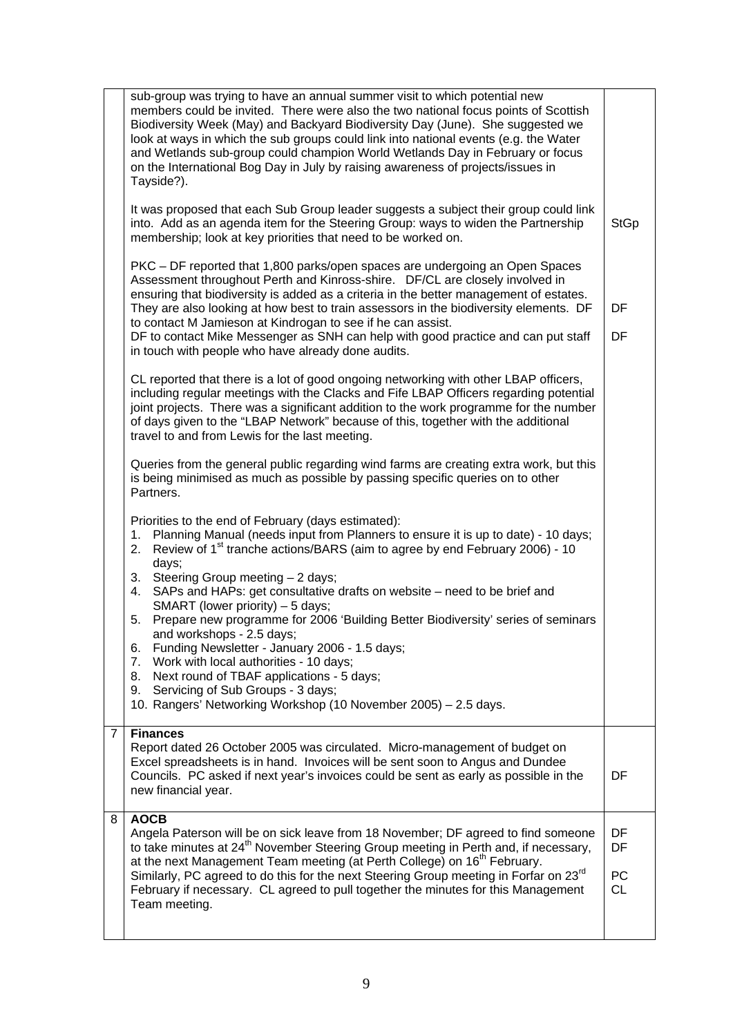| | | |
|---|---|---|
| | sub-group was trying to have an annual summer visit to which potential new members could be invited. There were also the two national focus points of Scottish Biodiversity Week (May) and Backyard Biodiversity Day (June). She suggested we look at ways in which the sub groups could link into national events (e.g. the Water and Wetlands sub-group could champion World Wetlands Day in February or focus on the International Bog Day in July by raising awareness of projects/issues in Tayside?).<br><br>It was proposed that each Sub Group leader suggests a subject their group could link into. Add as an agenda item for the Steering Group: ways to widen the Partnership membership; look at key priorities that need to be worked on.<br><br>PKC – DF reported that 1,800 parks/open spaces are undergoing an Open Spaces Assessment throughout Perth and Kinross-shire. DF/CL are closely involved in ensuring that biodiversity is added as a criteria in the better management of estates. They are also looking at how best to train assessors in the biodiversity elements. DF to contact M Jamieson at Kindrogan to see if he can assist.<br>DF to contact Mike Messenger as SNH can help with good practice and can put staff in touch with people who have already done audits.<br><br>CL reported that there is a lot of good ongoing networking with other LBAP officers, including regular meetings with the Clacks and Fife LBAP Officers regarding potential joint projects. There was a significant addition to the work programme for the number of days given to the "LBAP Network" because of this, together with the additional travel to and from Lewis for the last meeting.<br><br>Queries from the general public regarding wind farms are creating extra work, but this is being minimised as much as possible by passing specific queries on to other Partners.<br><br>Priorities to the end of February (days estimated):<br>1. Planning Manual (needs input from Planners to ensure it is up to date) - 10 days;<br>2. Review of 1st tranche actions/BARS (aim to agree by end February 2006) - 10 days;<br>3. Steering Group meeting – 2 days;<br>4. SAPs and HAPs: get consultative drafts on website – need to be brief and SMART (lower priority) – 5 days;<br>5. Prepare new programme for 2006 'Building Better Biodiversity' series of seminars and workshops - 2.5 days;<br>6. Funding Newsletter - January 2006 - 1.5 days;<br>7. Work with local authorities - 10 days;<br>8. Next round of TBAF applications - 5 days;<br>9. Servicing of Sub Groups - 3 days;<br>10. Rangers' Networking Workshop (10 November 2005) – 2.5 days. | <br><br><br><br><br><br><br>StGp<br><br><br><br><br>DF<br><br>DF |
| 7 | **Finances**<br>Report dated 26 October 2005 was circulated. Micro-management of budget on Excel spreadsheets is in hand. Invoices will be sent soon to Angus and Dundee Councils. PC asked if next year's invoices could be sent as early as possible in the new financial year. | <br><br><br>DF |
| 8 | **AOCB**<br>Angela Paterson will be on sick leave from 18 November; DF agreed to find someone to take minutes at 24th November Steering Group meeting in Perth and, if necessary, at the next Management Team meeting (at Perth College) on 16th February.<br>Similarly, PC agreed to do this for the next Steering Group meeting in Forfar on 23rd February if necessary. CL agreed to pull together the minutes for this Management Team meeting. | <br>DF<br>DF<br><br>PC<br>CL |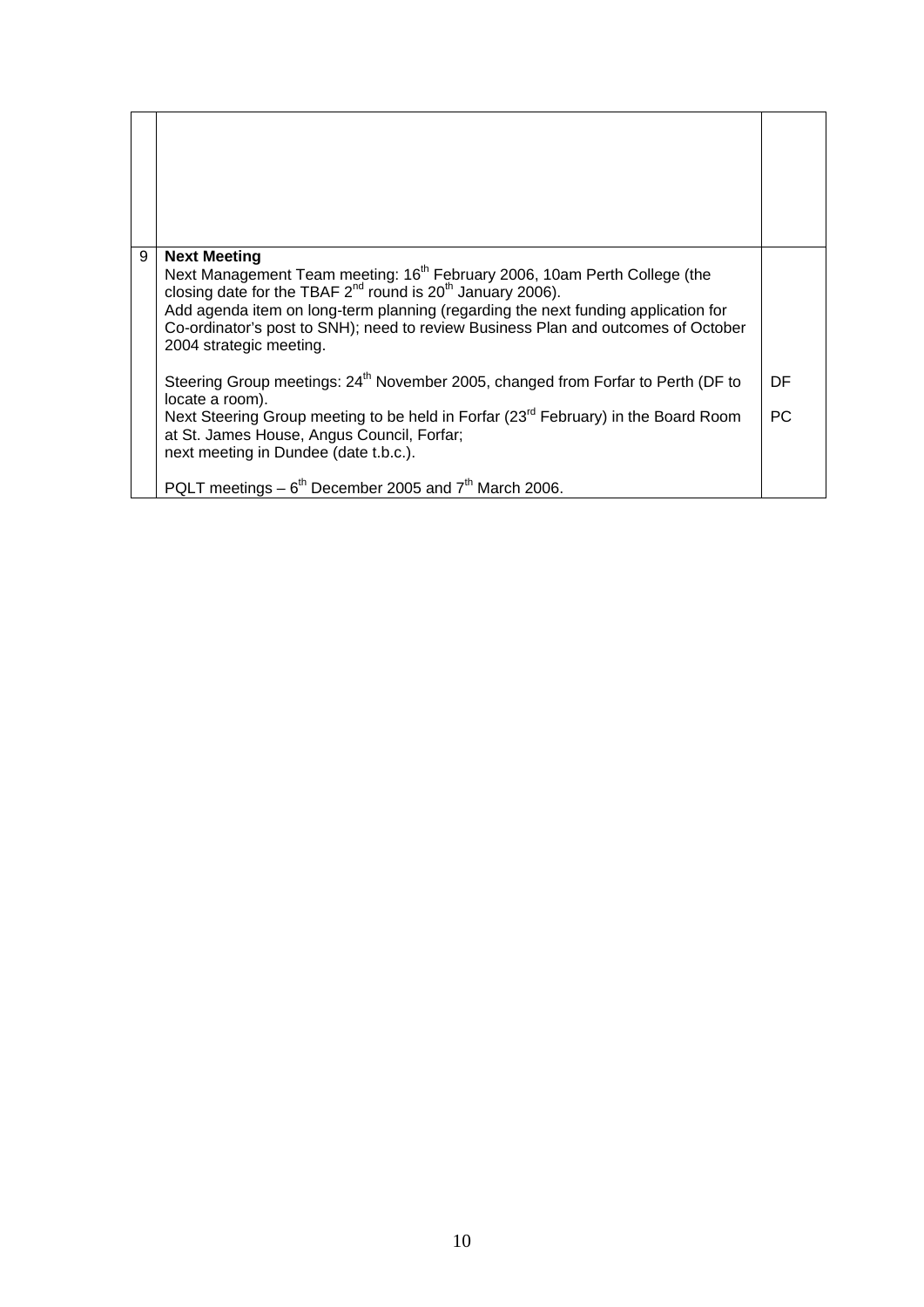| | | |
|---|---|---|
| | | |
| 9 | **Next Meeting**<br>Next Management Team meeting: 16th February 2006, 10am Perth College (the closing date for the TBAF 2nd round is 20th January 2006).<br>Add agenda item on long-term planning (regarding the next funding application for Co-ordinator's post to SNH); need to review Business Plan and outcomes of October 2004 strategic meeting.<br><br>Steering Group meetings: 24th November 2005, changed from Forfar to Perth (DF to locate a room).<br>Next Steering Group meeting to be held in Forfar (23rd February) in the Board Room at St. James House, Angus Council, Forfar;<br>next meeting in Dundee (date t.b.c.).<br><br>PQLT meetings – 6th December 2005 and 7th March 2006. | <br><br><br><br><br><br>DF<br><br>PC |